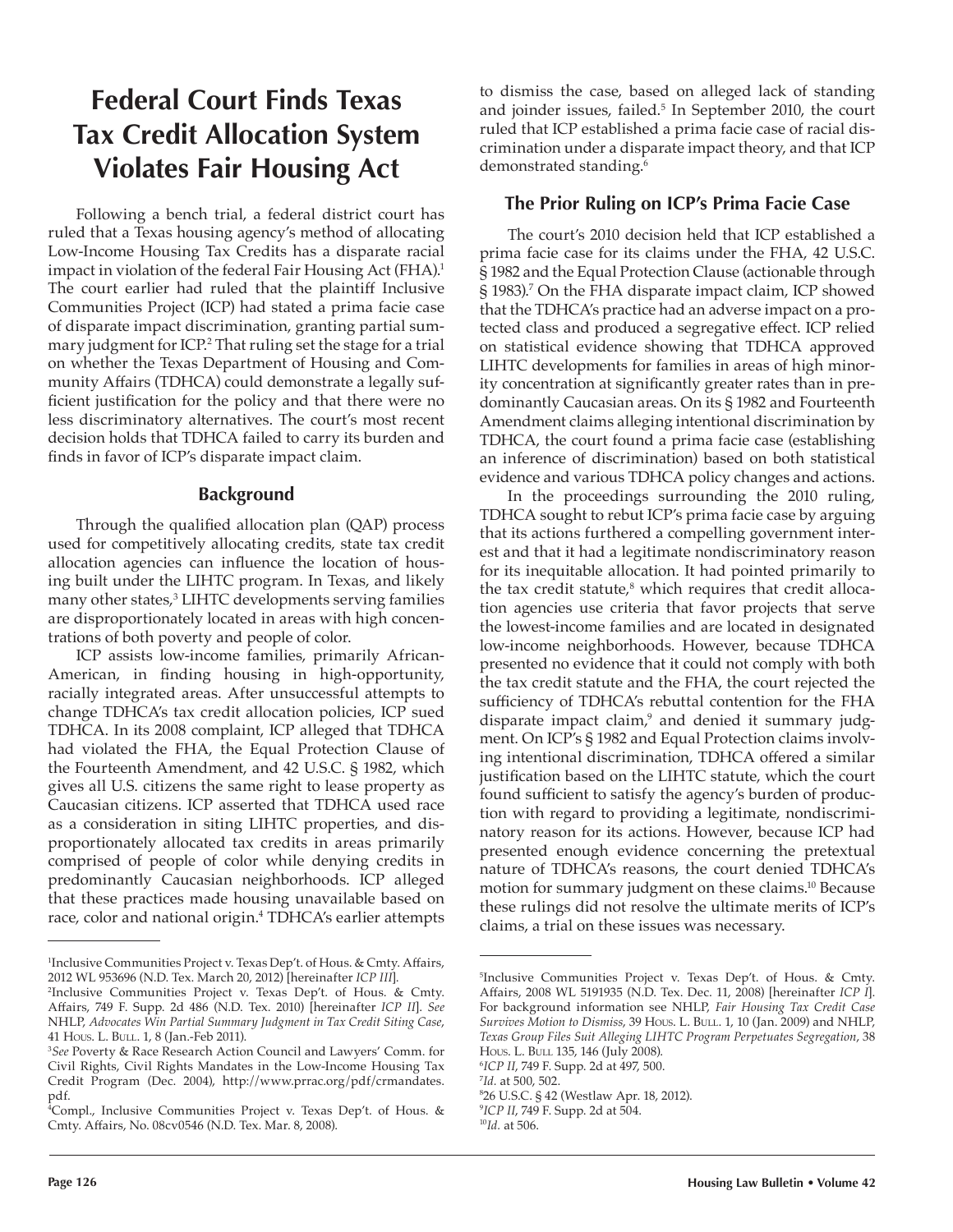# Federal Court Finds Texas Tax Credit Allocation System Violates Fair Housing Act

Following a bench trial, a federal district court has ruled that a Texas housing agency's method of allocating Low-Income Housing Tax Credits has a disparate racial impact in violation of the federal Fair Housing Act (FHA).[1] The court earlier had ruled that the plaintiff Inclusive Communities Project (ICP) had stated a prima facie case of disparate impact discrimination, granting partial summary judgment for ICP.[2] That ruling set the stage for a trial on whether the Texas Department of Housing and Community Affairs (TDHCA) could demonstrate a legally sufficient justification for the policy and that there were no less discriminatory alternatives. The court's most recent decision holds that TDHCA failed to carry its burden and finds in favor of ICP's disparate impact claim.

## Background

Through the qualified allocation plan (QAP) process used for competitively allocating credits, state tax credit allocation agencies can influence the location of housing built under the LIHTC program. In Texas, and likely many other states,[3] LIHTC developments serving families are disproportionately located in areas with high concentrations of both poverty and people of color.

ICP assists low-income families, primarily African-American, in finding housing in high-opportunity, racially integrated areas. After unsuccessful attempts to change TDHCA's tax credit allocation policies, ICP sued TDHCA. In its 2008 complaint, ICP alleged that TDHCA had violated the FHA, the Equal Protection Clause of the Fourteenth Amendment, and 42 U.S.C. § 1982, which gives all U.S. citizens the same right to lease property as Caucasian citizens. ICP asserted that TDHCA used race as a consideration in siting LIHTC properties, and disproportionately allocated tax credits in areas primarily comprised of people of color while denying credits in predominantly Caucasian neighborhoods. ICP alleged that these practices made housing unavailable based on race, color and national origin.[4] TDHCA's earlier attempts to dismiss the case, based on alleged lack of standing and joinder issues, failed.[5] In September 2010, the court ruled that ICP established a prima facie case of racial discrimination under a disparate impact theory, and that ICP demonstrated standing.[6]

## The Prior Ruling on ICP's Prima Facie Case

The court's 2010 decision held that ICP established a prima facie case for its claims under the FHA, 42 U.S.C. § 1982 and the Equal Protection Clause (actionable through § 1983).[7] On the FHA disparate impact claim, ICP showed that the TDHCA's practice had an adverse impact on a protected class and produced a segregative effect. ICP relied on statistical evidence showing that TDHCA approved LIHTC developments for families in areas of high minority concentration at significantly greater rates than in predominantly Caucasian areas. On its § 1982 and Fourteenth Amendment claims alleging intentional discrimination by TDHCA, the court found a prima facie case (establishing an inference of discrimination) based on both statistical evidence and various TDHCA policy changes and actions.

In the proceedings surrounding the 2010 ruling, TDHCA sought to rebut ICP's prima facie case by arguing that its actions furthered a compelling government interest and that it had a legitimate nondiscriminatory reason for its inequitable allocation. It had pointed primarily to the tax credit statute,[8] which requires that credit allocation agencies use criteria that favor projects that serve the lowest-income families and are located in designated low-income neighborhoods. However, because TDHCA presented no evidence that it could not comply with both the tax credit statute and the FHA, the court rejected the sufficiency of TDHCA's rebuttal contention for the FHA disparate impact claim,[9] and denied it summary judgment. On ICP's § 1982 and Equal Protection claims involving intentional discrimination, TDHCA offered a similar justification based on the LIHTC statute, which the court found sufficient to satisfy the agency's burden of production with regard to providing a legitimate, nondiscriminatory reason for its actions. However, because ICP had presented enough evidence concerning the pretextual nature of TDHCA's reasons, the court denied TDHCA's motion for summary judgment on these claims.[10] Because these rulings did not resolve the ultimate merits of ICP's claims, a trial on these issues was necessary.

---

[1] Inclusive Communities Project v. Texas Dep't. of Hous. & Cmty. Affairs, 2012 WL 953696 (N.D. Tex. March 20, 2012) [hereinafter *ICP III*].

[2] Inclusive Communities Project v. Texas Dep't. of Hous. & Cmty. Affairs, 749 F. Supp. 2d 486 (N.D. Tex. 2010) [hereinafter *ICP II*]. *See* NHLP, *Advocates Win Partial Summary Judgment in Tax Credit Siting Case*, 41 Hous. L. Bull. 1, 8 (Jan.-Feb 2011).

[3] *See* Poverty & Race Research Action Council and Lawyers' Comm. for Civil Rights, Civil Rights Mandates in the Low-Income Housing Tax Credit Program (Dec. 2004), http://www.prrac.org/pdf/crmandates.pdf.

[4] Compl., Inclusive Communities Project v. Texas Dep't. of Hous. & Cmty. Affairs, No. 08cv0546 (N.D. Tex. Mar. 8, 2008).

[5] Inclusive Communities Project v. Texas Dep't. of Hous. & Cmty. Affairs, 2008 WL 5191935 (N.D. Tex. Dec. 11, 2008) [hereinafter *ICP I*]. For background information see NHLP, *Fair Housing Tax Credit Case Survives Motion to Dismiss*, 39 Hous. L. Bull. 1, 10 (Jan. 2009) and NHLP, *Texas Group Files Suit Alleging LIHTC Program Perpetuates Segregation*, 38 Hous. L. Bull 135, 146 (July 2008).

[6] *ICP II*, 749 F. Supp. 2d at 497, 500.

[7] *Id.* at 500, 502.

[8] 26 U.S.C. § 42 (Westlaw Apr. 18, 2012).

[9] *ICP II*, 749 F. Supp. 2d at 504.

[10] *Id.* at 506.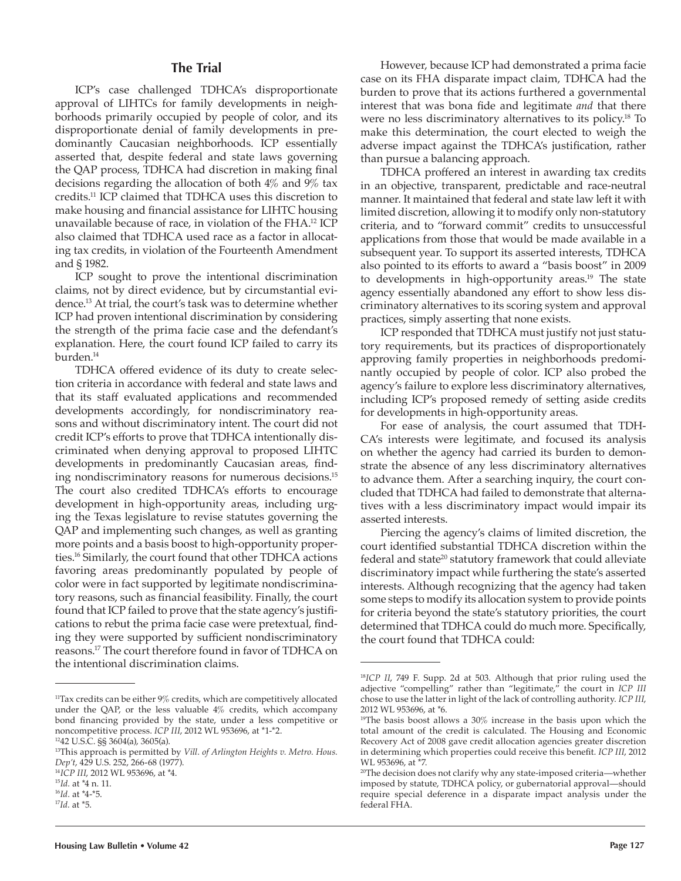## The Trial

ICP's case challenged TDHCA's disproportionate approval of LIHTCs for family developments in neighborhoods primarily occupied by people of color, and its disproportionate denial of family developments in predominantly Caucasian neighborhoods. ICP essentially asserted that, despite federal and state laws governing the QAP process, TDHCA had discretion in making final decisions regarding the allocation of both 4% and 9% tax credits.[11] ICP claimed that TDHCA uses this discretion to make housing and financial assistance for LIHTC housing unavailable because of race, in violation of the FHA.[12] ICP also claimed that TDHCA used race as a factor in allocating tax credits, in violation of the Fourteenth Amendment and § 1982.

ICP sought to prove the intentional discrimination claims, not by direct evidence, but by circumstantial evidence.[13] At trial, the court's task was to determine whether ICP had proven intentional discrimination by considering the strength of the prima facie case and the defendant's explanation. Here, the court found ICP failed to carry its burden.[14]

TDHCA offered evidence of its duty to create selection criteria in accordance with federal and state laws and that its staff evaluated applications and recommended developments accordingly, for nondiscriminatory reasons and without discriminatory intent. The court did not credit ICP's efforts to prove that TDHCA intentionally discriminated when denying approval to proposed LIHTC developments in predominantly Caucasian areas, finding nondiscriminatory reasons for numerous decisions.[15] The court also credited TDHCA's efforts to encourage development in high-opportunity areas, including urging the Texas legislature to revise statutes governing the QAP and implementing such changes, as well as granting more points and a basis boost to high-opportunity properties.[16] Similarly, the court found that other TDHCA actions favoring areas predominantly populated by people of color were in fact supported by legitimate nondiscriminatory reasons, such as financial feasibility. Finally, the court found that ICP failed to prove that the state agency's justifications to rebut the prima facie case were pretextual, finding they were supported by sufficient nondiscriminatory reasons.[17] The court therefore found in favor of TDHCA on the intentional discrimination claims.

However, because ICP had demonstrated a prima facie case on its FHA disparate impact claim, TDHCA had the burden to prove that its actions furthered a governmental interest that was bona fide and legitimate *and* that there were no less discriminatory alternatives to its policy.[18] To make this determination, the court elected to weigh the adverse impact against the TDHCA's justification, rather than pursue a balancing approach.

TDHCA proffered an interest in awarding tax credits in an objective, transparent, predictable and race-neutral manner. It maintained that federal and state law left it with limited discretion, allowing it to modify only non-statutory criteria, and to "forward commit" credits to unsuccessful applications from those that would be made available in a subsequent year. To support its asserted interests, TDHCA also pointed to its efforts to award a "basis boost" in 2009 to developments in high-opportunity areas.[19] The state agency essentially abandoned any effort to show less discriminatory alternatives to its scoring system and approval practices, simply asserting that none exists.

ICP responded that TDHCA must justify not just statutory requirements, but its practices of disproportionately approving family properties in neighborhoods predominantly occupied by people of color. ICP also probed the agency's failure to explore less discriminatory alternatives, including ICP's proposed remedy of setting aside credits for developments in high-opportunity areas.

For ease of analysis, the court assumed that TDHCA's interests were legitimate, and focused its analysis on whether the agency had carried its burden to demonstrate the absence of any less discriminatory alternatives to advance them. After a searching inquiry, the court concluded that TDHCA had failed to demonstrate that alternatives with a less discriminatory impact would impair its asserted interests.

Piercing the agency's claims of limited discretion, the court identified substantial TDHCA discretion within the federal and state[20] statutory framework that could alleviate discriminatory impact while furthering the state's asserted interests. Although recognizing that the agency had taken some steps to modify its allocation system to provide points for criteria beyond the state's statutory priorities, the court determined that TDHCA could do much more. Specifically, the court found that TDHCA could:

---

[11]Tax credits can be either 9% credits, which are competitively allocated under the QAP, or the less valuable 4% credits, which accompany bond financing provided by the state, under a less competitive or noncompetitive process. *ICP III*, 2012 WL 953696, at *1-*2.

[12]42 U.S.C. §§ 3604(a), 3605(a).

[13]This approach is permitted by *Vill. of Arlington Heights v. Metro. Hous. Dep't*, 429 U.S. 252, 266-68 (1977).

[14]*ICP III*, 2012 WL 953696, at *4.

[15]*Id.* at *4 n. 11.

[16]*Id.* at *4-*5.

[17]*Id.* at *5.

[18]*ICP II*, 749 F. Supp. 2d at 503. Although that prior ruling used the adjective "compelling" rather than "legitimate," the court in *ICP III* chose to use the latter in light of the lack of controlling authority. *ICP III*, 2012 WL 953696, at *6.

[19]The basis boost allows a 30% increase in the basis upon which the total amount of the credit is calculated. The Housing and Economic Recovery Act of 2008 gave credit allocation agencies greater discretion in determining which properties could receive this benefit. *ICP III*, 2012 WL 953696, at *7.

[20]The decision does not clarify why any state-imposed criteria—whether imposed by statute, TDHCA policy, or gubernatorial approval—should require special deference in a disparate impact analysis under the federal FHA.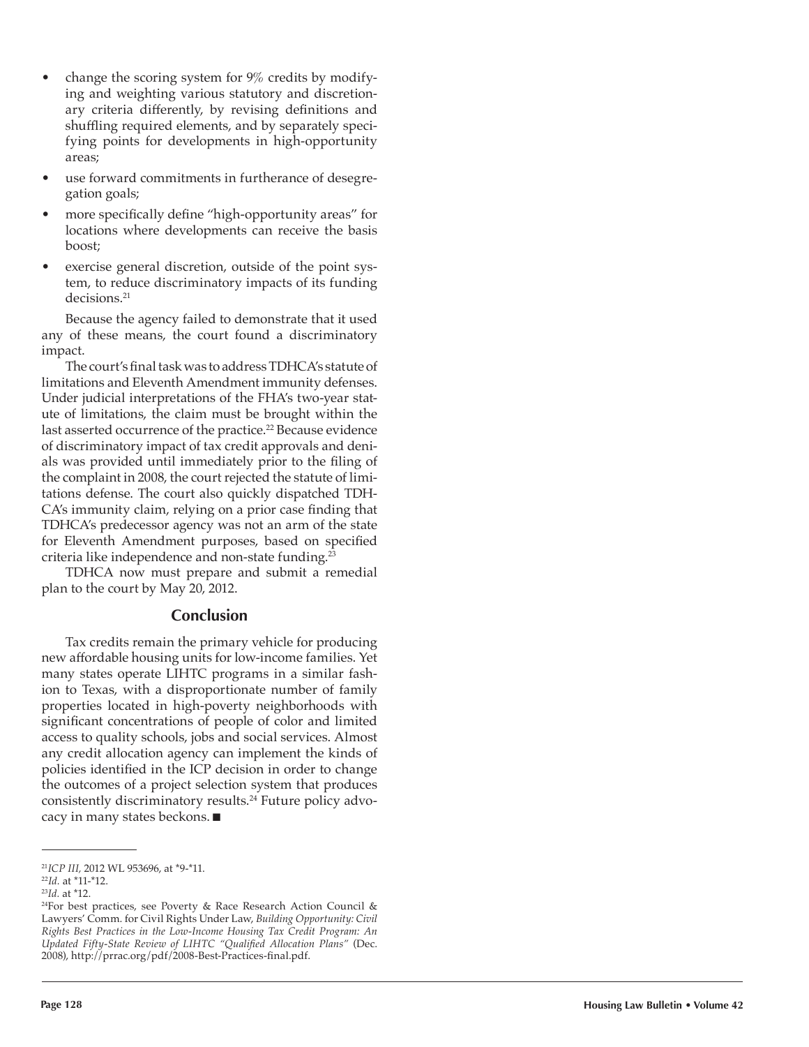- change the scoring system for 9% credits by modifying and weighting various statutory and discretionary criteria differently, by revising definitions and shuffling required elements, and by separately specifying points for developments in high-opportunity areas;
- use forward commitments in furtherance of desegregation goals;
- more specifically define "high-opportunity areas" for locations where developments can receive the basis boost;
- exercise general discretion, outside of the point system, to reduce discriminatory impacts of its funding decisions.[21]

Because the agency failed to demonstrate that it used any of these means, the court found a discriminatory impact.

The court's final task was to address TDHCA's statute of limitations and Eleventh Amendment immunity defenses. Under judicial interpretations of the FHA's two-year statute of limitations, the claim must be brought within the last asserted occurrence of the practice.[22] Because evidence of discriminatory impact of tax credit approvals and denials was provided until immediately prior to the filing of the complaint in 2008, the court rejected the statute of limitations defense. The court also quickly dispatched TDHCA's immunity claim, relying on a prior case finding that TDHCA's predecessor agency was not an arm of the state for Eleventh Amendment purposes, based on specified criteria like independence and non-state funding.[23]

TDHCA now must prepare and submit a remedial plan to the court by May 20, 2012.

## Conclusion

Tax credits remain the primary vehicle for producing new affordable housing units for low-income families. Yet many states operate LIHTC programs in a similar fashion to Texas, with a disproportionate number of family properties located in high-poverty neighborhoods with significant concentrations of people of color and limited access to quality schools, jobs and social services. Almost any credit allocation agency can implement the kinds of policies identified in the ICP decision in order to change the outcomes of a project selection system that produces consistently discriminatory results.[24] Future policy advocacy in many states beckons. ■

---

[21] *ICP III*, 2012 WL 953696, at *9-*11.

[22] *Id.* at *11-*12.

[23] *Id.* at *12.

[24] For best practices, see Poverty & Race Research Action Council & Lawyers' Comm. for Civil Rights Under Law, *Building Opportunity: Civil Rights Best Practices in the Low-Income Housing Tax Credit Program: An Updated Fifty-State Review of LIHTC "Qualified Allocation Plans"* (Dec. 2008), http://prrac.org/pdf/2008-Best-Practices-final.pdf.